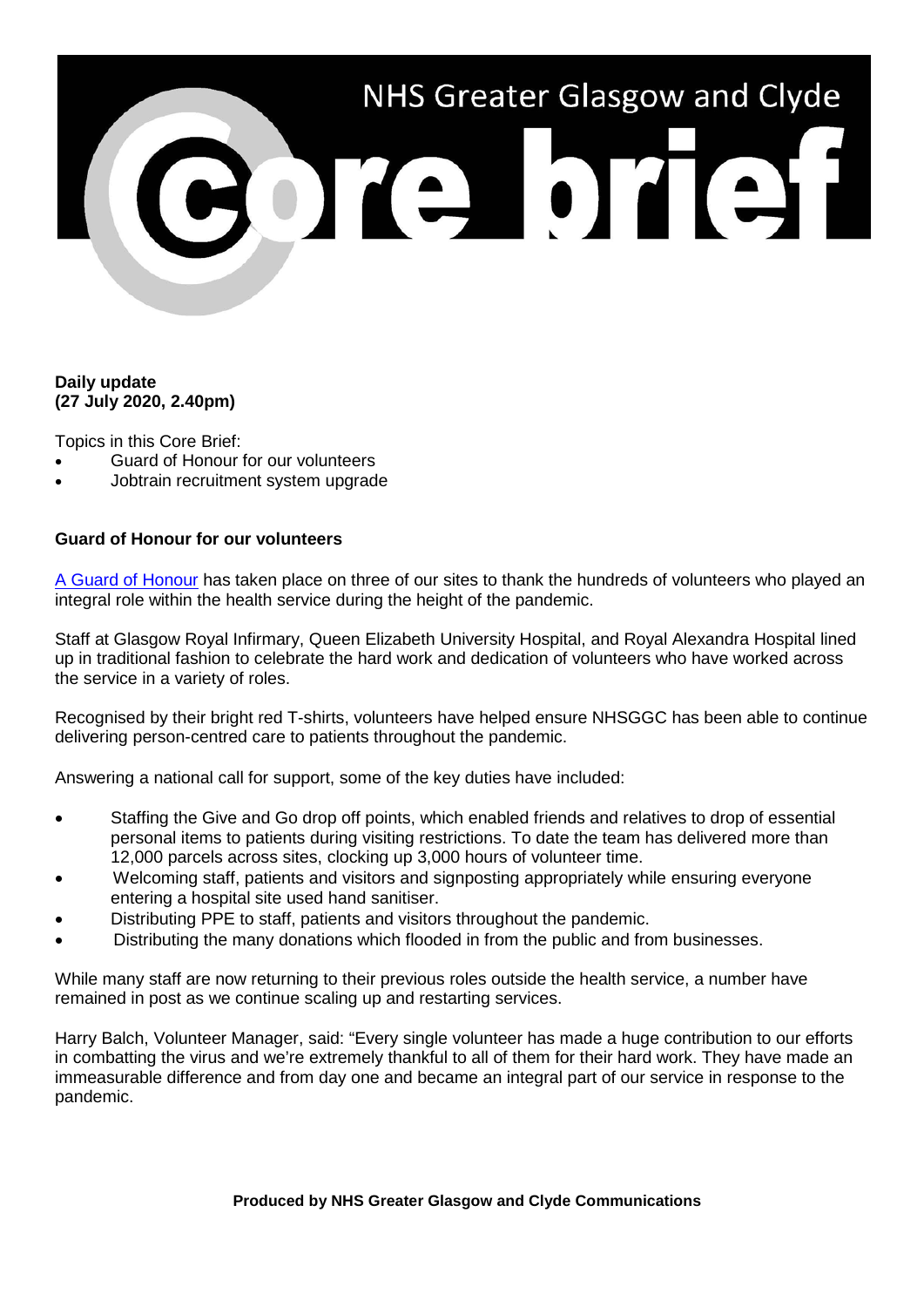# NHS Greater Glasgow and Clyde

# Core brief

**Daily update**
**(27 July 2020, 2.40pm)**

Topics in this Core Brief:

- Guard of Honour for our volunteers
- Jobtrain recruitment system upgrade

## Guard of Honour for our volunteers

A Guard of Honour has taken place on three of our sites to thank the hundreds of volunteers who played an integral role within the health service during the height of the pandemic.

Staff at Glasgow Royal Infirmary, Queen Elizabeth University Hospital, and Royal Alexandra Hospital lined up in traditional fashion to celebrate the hard work and dedication of volunteers who have worked across the service in a variety of roles.

Recognised by their bright red T-shirts, volunteers have helped ensure NHSGGC has been able to continue delivering person-centred care to patients throughout the pandemic.

Answering a national call for support, some of the key duties have included:

- Staffing the Give and Go drop off points, which enabled friends and relatives to drop of essential personal items to patients during visiting restrictions. To date the team has delivered more than 12,000 parcels across sites, clocking up 3,000 hours of volunteer time.
- Welcoming staff, patients and visitors and signposting appropriately while ensuring everyone entering a hospital site used hand sanitiser.
- Distributing PPE to staff, patients and visitors throughout the pandemic.
- Distributing the many donations which flooded in from the public and from businesses.

While many staff are now returning to their previous roles outside the health service, a number have remained in post as we continue scaling up and restarting services.

Harry Balch, Volunteer Manager, said: "Every single volunteer has made a huge contribution to our efforts in combatting the virus and we're extremely thankful to all of them for their hard work. They have made an immeasurable difference and from day one and became an integral part of our service in response to the pandemic.

**Produced by NHS Greater Glasgow and Clyde Communications**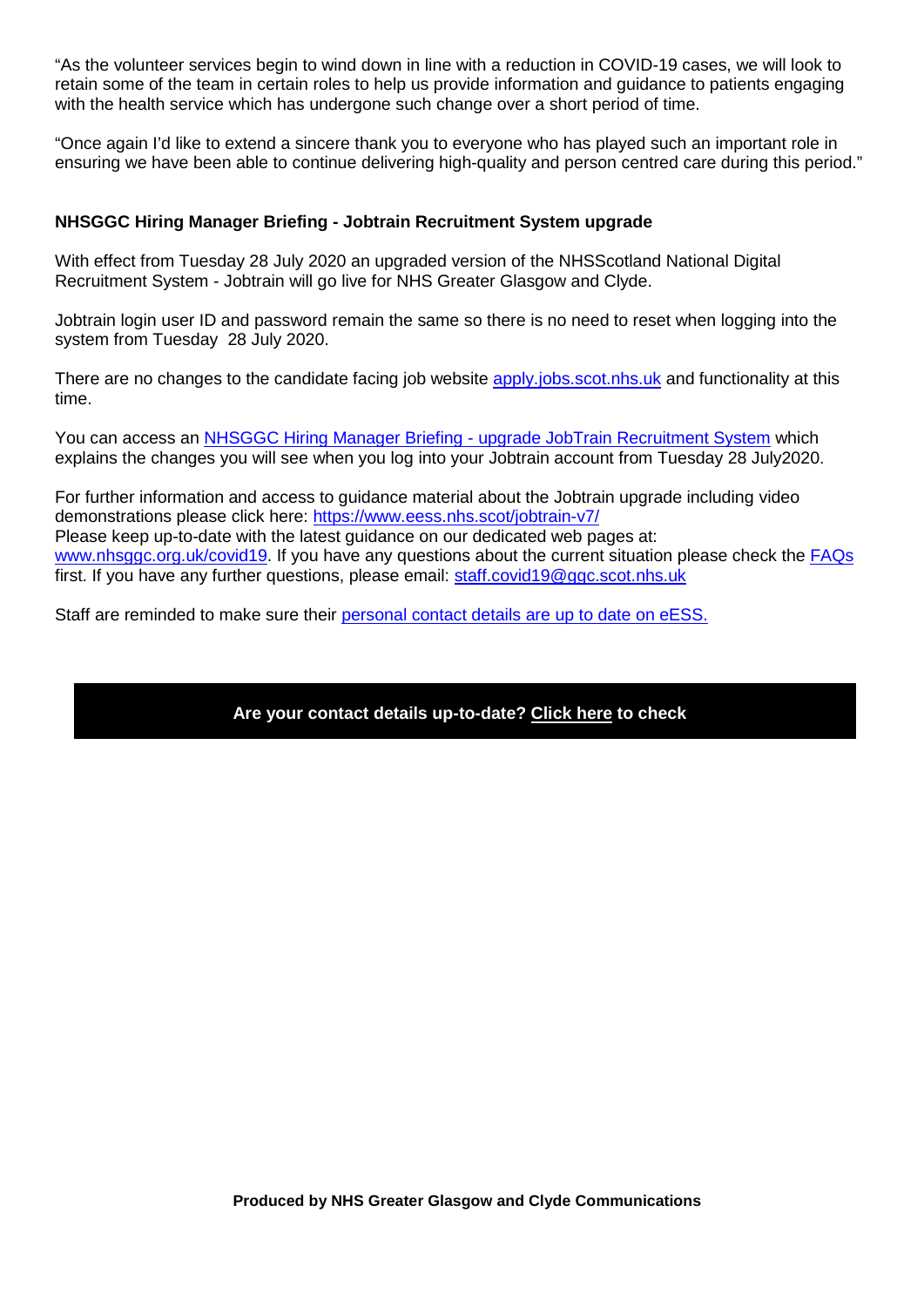"As the volunteer services begin to wind down in line with a reduction in COVID-19 cases, we will look to retain some of the team in certain roles to help us provide information and guidance to patients engaging with the health service which has undergone such change over a short period of time.

"Once again I'd like to extend a sincere thank you to everyone who has played such an important role in ensuring we have been able to continue delivering high-quality and person centred care during this period."

**NHSGGC Hiring Manager Briefing - Jobtrain Recruitment System upgrade**

With effect from Tuesday 28 July 2020 an upgraded version of the NHSScotland National Digital Recruitment System - Jobtrain will go live for NHS Greater Glasgow and Clyde.

Jobtrain login user ID and password remain the same so there is no need to reset when logging into the system from Tuesday 28 July 2020.

There are no changes to the candidate facing job website apply.jobs.scot.nhs.uk and functionality at this time.

You can access an NHSGGC Hiring Manager Briefing - upgrade JobTrain Recruitment System which explains the changes you will see when you log into your Jobtrain account from Tuesday 28 July2020.

For further information and access to guidance material about the Jobtrain upgrade including video demonstrations please click here: https://www.eess.nhs.scot/jobtrain-v7/
Please keep up-to-date with the latest guidance on our dedicated web pages at: www.nhsggc.org.uk/covid19. If you have any questions about the current situation please check the FAQs first. If you have any further questions, please email: staff.covid19@ggc.scot.nhs.uk

Staff are reminded to make sure their personal contact details are up to date on eESS.

**Are your contact details up-to-date? Click here to check**

**Produced by NHS Greater Glasgow and Clyde Communications**